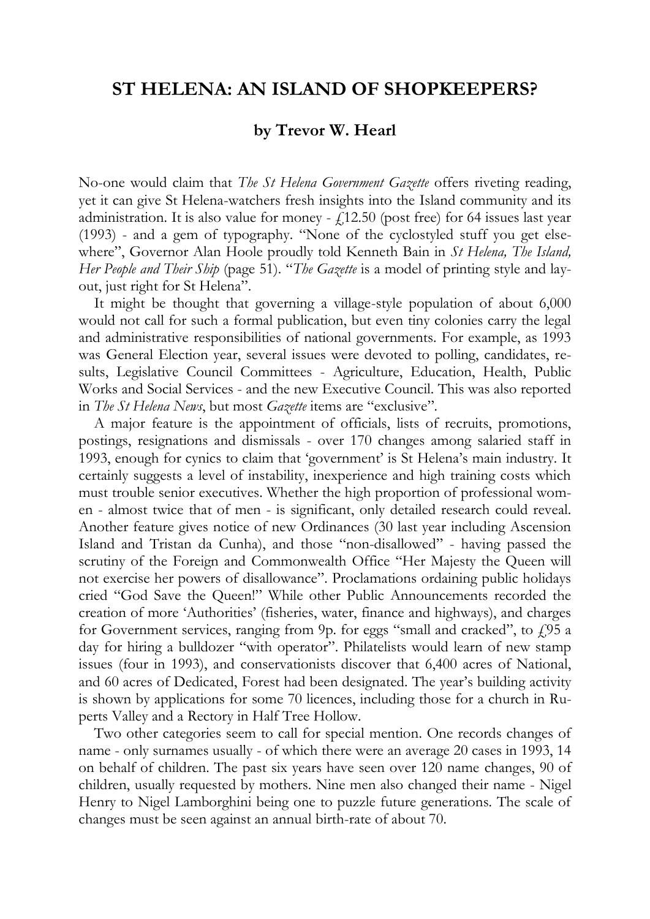# ST HELENA: AN ISLAND OF SHOPKEEPERS?

### by Trevor W. Hearl

No-one would claim that *The St Helena Government Gazette* offers riveting reading, yet it can give St Helena-watchers fresh insights into the Island community and its administration. It is also value for money - £12.50 (post free) for 64 issues last year (1993) - and a gem of typography. "None of the cyclostyled stuff you get elsewhere", Governor Alan Hoole proudly told Kenneth Bain in *St Helena, The Island, Her People and Their Ship* (page 51). "*The Gazette* is a model of printing style and layout, just right for St Helena".

It might be thought that governing a village-style population of about 6,000 would not call for such a formal publication, but even tiny colonies carry the legal and administrative responsibilities of national governments. For example, as 1993 was General Election year, several issues were devoted to polling, candidates, results, Legislative Council Committees - Agriculture, Education, Health, Public Works and Social Services - and the new Executive Council. This was also reported in *The St Helena News*, but most *Gazette* items are "exclusive".

A major feature is the appointment of officials, lists of recruits, promotions, postings, resignations and dismissals - over 170 changes among salaried staff in 1993, enough for cynics to claim that 'government' is St Helena's main industry. It certainly suggests a level of instability, inexperience and high training costs which must trouble senior executives. Whether the high proportion of professional women - almost twice that of men - is significant, only detailed research could reveal. Another feature gives notice of new Ordinances (30 last year including Ascension Island and Tristan da Cunha), and those "non-disallowed" - having passed the scrutiny of the Foreign and Commonwealth Office "Her Majesty the Queen will not exercise her powers of disallowance". Proclamations ordaining public holidays cried "God Save the Queen!" While other Public Announcements recorded the creation of more 'Authorities' (fisheries, water, finance and highways), and charges for Government services, ranging from 9p. for eggs "small and cracked", to £95 a day for hiring a bulldozer "with operator". Philatelists would learn of new stamp issues (four in 1993), and conservationists discover that 6,400 acres of National, and 60 acres of Dedicated, Forest had been designated. The year's building activity is shown by applications for some 70 licences, including those for a church in Ruperts Valley and a Rectory in Half Tree Hollow.

Two other categories seem to call for special mention. One records changes of name - only surnames usually - of which there were an average 20 cases in 1993, 14 on behalf of children. The past six years have seen over 120 name changes, 90 of children, usually requested by mothers. Nine men also changed their name - Nigel Henry to Nigel Lamborghini being one to puzzle future generations. The scale of changes must be seen against an annual birth-rate of about 70.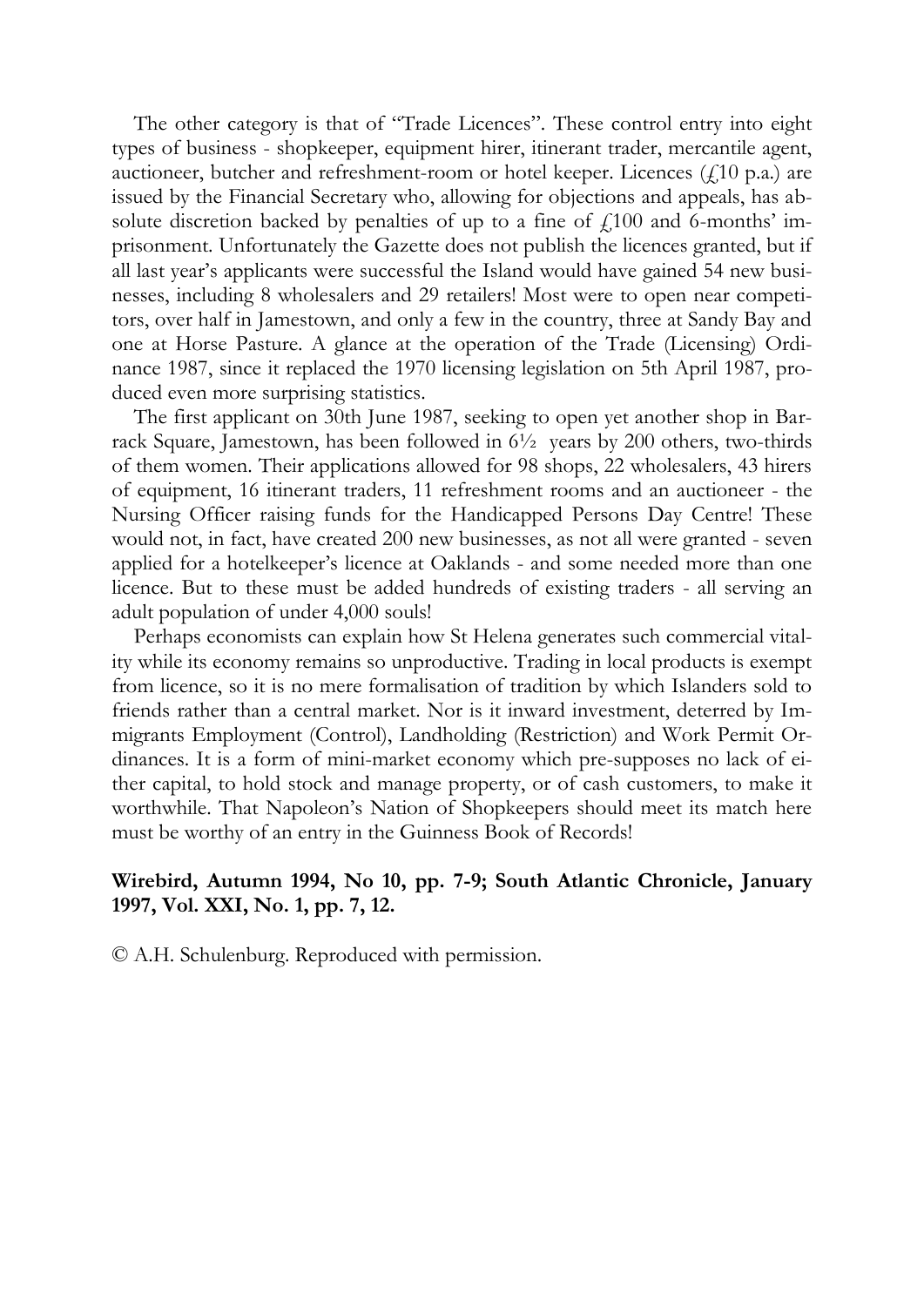The other category is that of "Trade Licences". These control entry into eight types of business - shopkeeper, equipment hirer, itinerant trader, mercantile agent, auctioneer, butcher and refreshment-room or hotel keeper. Licences (£10 p.a.) are issued by the Financial Secretary who, allowing for objections and appeals, has absolute discretion backed by penalties of up to a fine of £100 and 6-months' imprisonment. Unfortunately the Gazette does not publish the licences granted, but if all last year's applicants were successful the Island would have gained 54 new businesses, including 8 wholesalers and 29 retailers! Most were to open near competitors, over half in Jamestown, and only a few in the country, three at Sandy Bay and one at Horse Pasture. A glance at the operation of the Trade (Licensing) Ordinance 1987, since it replaced the 1970 licensing legislation on 5th April 1987, produced even more surprising statistics.

The first applicant on 30th June 1987, seeking to open yet another shop in Barrack Square, Jamestown, has been followed in 6½ years by 200 others, two-thirds of them women. Their applications allowed for 98 shops, 22 wholesalers, 43 hirers of equipment, 16 itinerant traders, 11 refreshment rooms and an auctioneer - the Nursing Officer raising funds for the Handicapped Persons Day Centre! These would not, in fact, have created 200 new businesses, as not all were granted - seven applied for a hotelkeeper's licence at Oaklands - and some needed more than one licence. But to these must be added hundreds of existing traders - all serving an adult population of under 4,000 souls!

Perhaps economists can explain how St Helena generates such commercial vitality while its economy remains so unproductive. Trading in local products is exempt from licence, so it is no mere formalisation of tradition by which Islanders sold to friends rather than a central market. Nor is it inward investment, deterred by Immigrants Employment (Control), Landholding (Restriction) and Work Permit Ordinances. It is a form of mini-market economy which pre-supposes no lack of either capital, to hold stock and manage property, or of cash customers, to make it worthwhile. That Napoleon's Nation of Shopkeepers should meet its match here must be worthy of an entry in the Guinness Book of Records!

**Wirebird, Autumn 1994, No 10, pp. 7-9; South Atlantic Chronicle, January 1997, Vol. XXI, No. 1, pp. 7, 12.**

© A.H. Schulenburg. Reproduced with permission.